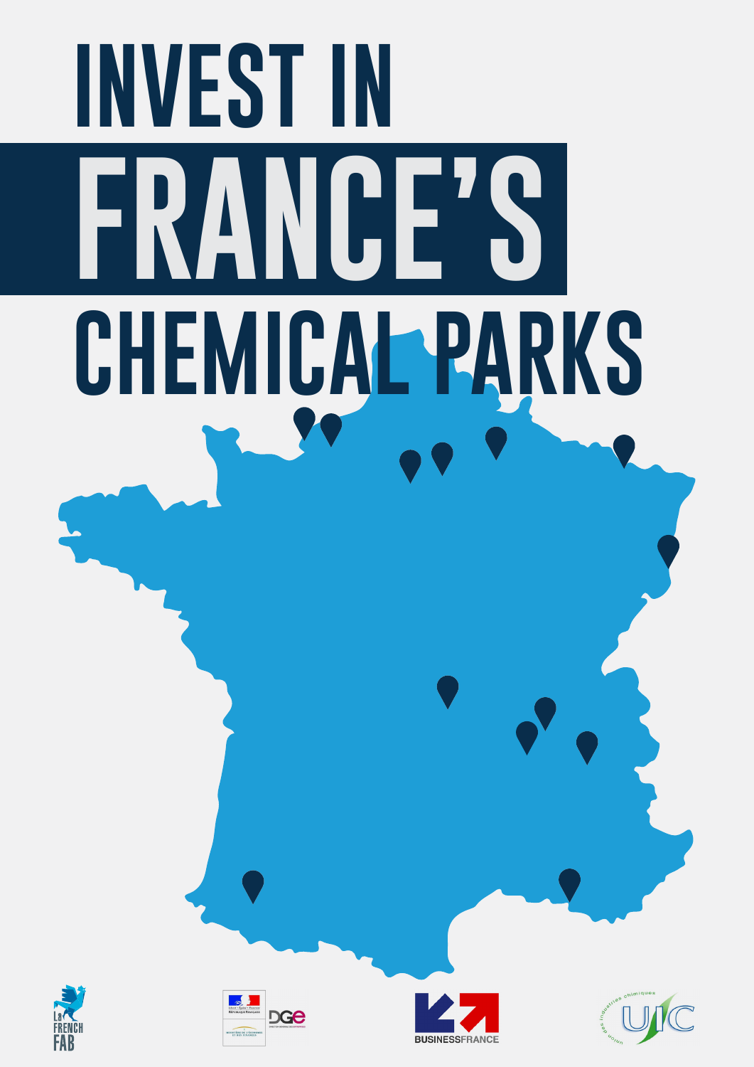# INVEST IN FRANCE'S CHEMICAL PARKS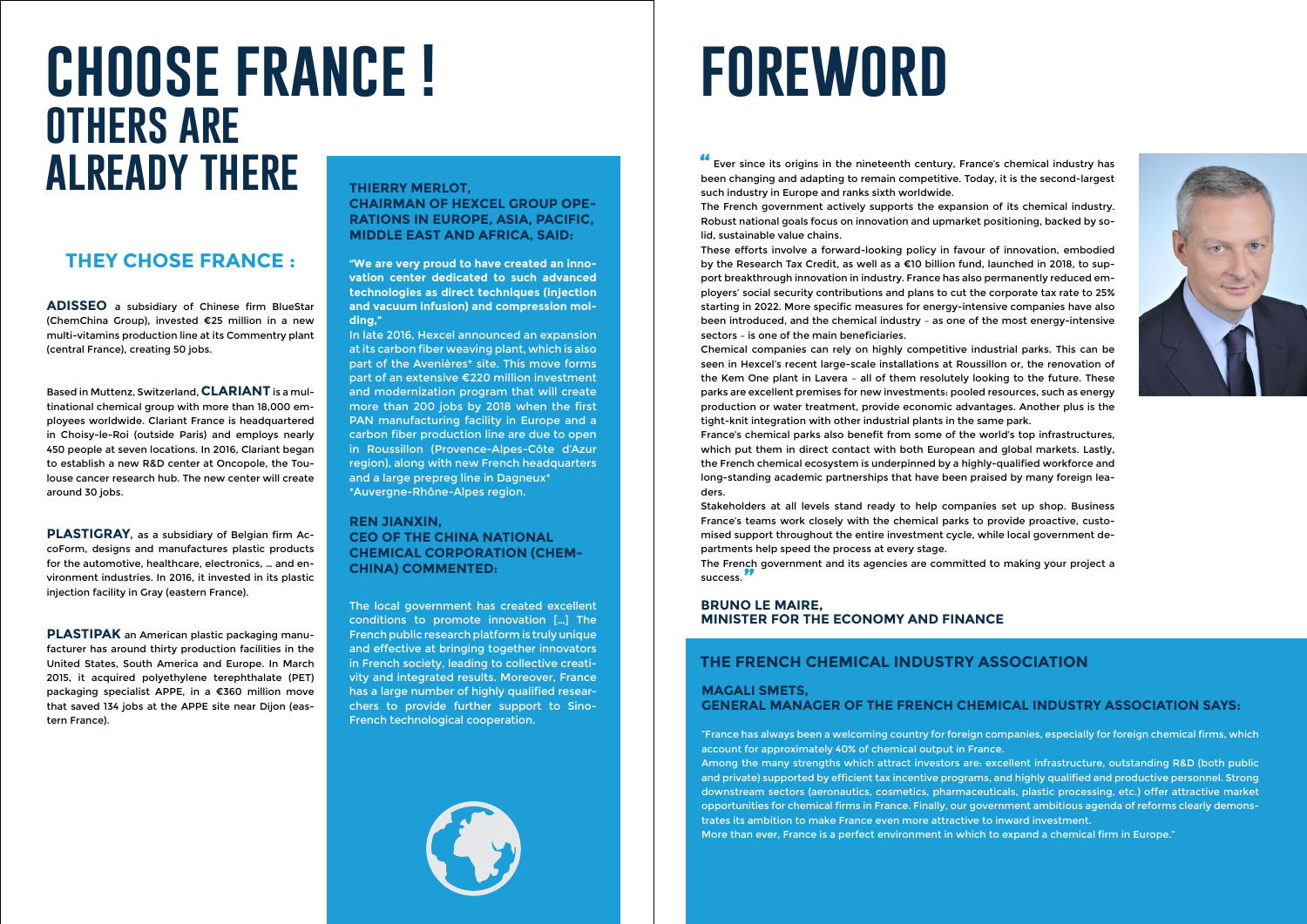# CHOOSE FRANCE ! OTHERS ARE ALREADY THERE

## THEY CHOSE FRANCE :

**ADISSEO** a subsidiary of Chinese firm BlueStar (ChemChina Group), invested €25 million in a new multi-vitamins production line at its Commentry plant (central France), creating 50 jobs.

Based in Muttenz, Switzerland, **CLARIANT** is a multinational chemical group with more than 18,000 employees worldwide. Clariant France is headquartered in Choisy-le-Roi (outside Paris) and employs nearly 450 people at seven locations. In 2016, Clariant began to establish a new R&D center at Oncopole, the Toulouse cancer research hub. The new center will create around 30 jobs.

**PLASTIGRAY**, as a subsidiary of Belgian firm AccoForm, designs and manufactures plastic products for the automotive, healthcare, electronics, … and environment industries. In 2016, it invested in its plastic injection facility in Gray (eastern France).

**PLASTIPAK** an American plastic packaging manufacturer has around thirty production facilities in the United States, South America and Europe. In March 2015, it acquired polyethylene terephthalate (PET) packaging specialist APPE, in a €360 million move that saved 134 jobs at the APPE site near Dijon (eastern France).

### THIERRY MERLOT, CHAIRMAN OF HEXCEL GROUP OPERATIONS IN EUROPE, ASIA, PACIFIC, MIDDLE EAST AND AFRICA, SAID:

**"We are very proud to have created an innovation center dedicated to such advanced technologies as direct techniques (injection and vacuum infusion) and compression molding,"**

In late 2016, Hexcel announced an expansion at its carbon fiber weaving plant, which is also part of the Avenières* site. This move forms part of an extensive €220 million investment and modernization program that will create more than 200 jobs by 2018 when the first PAN manufacturing facility in Europe and a carbon fiber production line are due to open in Roussillon (Provence-Alpes-Côte d'Azur region), along with new French headquarters and a large prepreg line in Dagneux*

*Auvergne-Rhône-Alpes region.

### REN JIANXIN, CEO OF THE CHINA NATIONAL CHEMICAL CORPORATION (CHEMCHINA) COMMENTED:

The local government has created excellent conditions to promote innovation […] The French public research platform is truly unique and effective at bringing together innovators in French society, leading to collective creativity and integrated results. Moreover, France has a large number of highly qualified researchers to provide further support to Sino-French technological cooperation.

# FOREWORD

"Ever since its origins in the nineteenth century, France's chemical industry has been changing and adapting to remain competitive. Today, it is the second-largest such industry in Europe and ranks sixth worldwide.

The French government actively supports the expansion of its chemical industry. Robust national goals focus on innovation and upmarket positioning, backed by solid, sustainable value chains.

These efforts involve a forward-looking policy in favour of innovation, embodied by the Research Tax Credit, as well as a €10 billion fund, launched in 2018, to support breakthrough innovation in industry. France has also permanently reduced employers' social security contributions and plans to cut the corporate tax rate to 25% starting in 2022. More specific measures for energy-intensive companies have also been introduced, and the chemical industry – as one of the most energy-intensive sectors – is one of the main beneficiaries.

Chemical companies can rely on highly competitive industrial parks. This can be seen in Hexcel's recent large-scale installations at Roussillon or, the renovation of the Kem One plant in Lavera – all of them resolutely looking to the future. These parks are excellent premises for new investments: pooled resources, such as energy production or water treatment, provide economic advantages. Another plus is the tight-knit integration with other industrial plants in the same park.

France's chemical parks also benefit from some of the world's top infrastructures, which put them in direct contact with both European and global markets. Lastly, the French chemical ecosystem is underpinned by a highly-qualified workforce and long-standing academic partnerships that have been praised by many foreign leaders.

Stakeholders at all levels stand ready to help companies set up shop. Business France's teams work closely with the chemical parks to provide proactive, customised support throughout the entire investment cycle, while local government departments help speed the process at every stage.

The French government and its agencies are committed to making your project a success."

**BRUNO LE MAIRE,**
**MINISTER FOR THE ECONOMY AND FINANCE**

## THE FRENCH CHEMICAL INDUSTRY ASSOCIATION

### MAGALI SMETS, GENERAL MANAGER OF THE FRENCH CHEMICAL INDUSTRY ASSOCIATION SAYS:

"France has always been a welcoming country for foreign companies, especially for foreign chemical firms, which account for approximately 40% of chemical output in France.

Among the many strengths which attract investors are: excellent infrastructure, outstanding R&D (both public and private) supported by efficient tax incentive programs, and highly qualified and productive personnel. Strong downstream sectors (aeronautics, cosmetics, pharmaceuticals, plastic processing, etc.) offer attractive market opportunities for chemical firms in France. Finally, our government ambitious agenda of reforms clearly demonstrates its ambition to make France even more attractive to inward investment.

More than ever, France is a perfect environment in which to expand a chemical firm in Europe."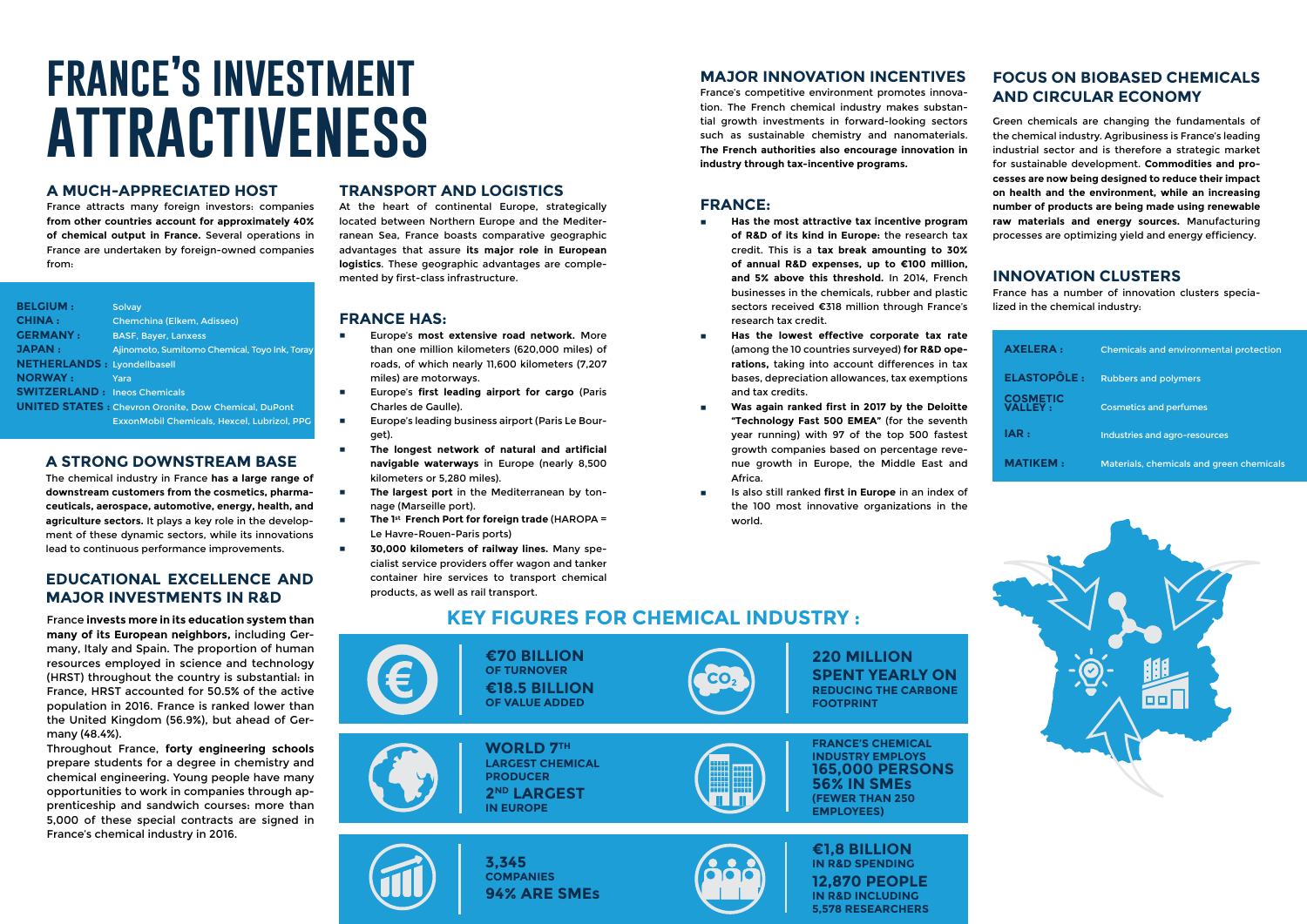# FRANCE'S INVESTMENT ATTRACTIVENESS

## A MUCH-APPRECIATED HOST

France attracts many foreign investors: companies **from other countries account for approximately 40% of chemical output in France.** Several operations in France are undertaken by foreign-owned companies from:

| | |
|---|---|
| **BELGIUM :** | Solvay |
| **CHINA :** | Chemchina (Elkem, Adisseo) |
| **GERMANY :** | BASF, Bayer, Lanxess |
| **JAPAN :** | Ajinomoto, Sumitomo Chemical, Toyo Ink, Toray |
| **NETHERLANDS :** | Lyondellbasell |
| **NORWAY :** | Yara |
| **SWITZERLAND :** | Ineos Chemicals |
| **UNITED STATES :** | Chevron Oronite, Dow Chemical, DuPont ExxonMobil Chemicals, Hexcel, Lubrizol, PPG |

## A STRONG DOWNSTREAM BASE

The chemical industry in France **has a large range of downstream customers from the cosmetics, pharmaceuticals, aerospace, automotive, energy, health, and agriculture sectors.** It plays a key role in the development of these dynamic sectors, while its innovations lead to continuous performance improvements.

## EDUCATIONAL EXCELLENCE AND MAJOR INVESTMENTS IN R&D

France **invests more in its education system than many of its European neighbors,** including Germany, Italy and Spain. The proportion of human resources employed in science and technology (HRST) throughout the country is substantial: in France, HRST accounted for 50.5% of the active population in 2016. France is ranked lower than the United Kingdom (56.9%), but ahead of Germany (48.4%).

Throughout France, **forty engineering schools** prepare students for a degree in chemistry and chemical engineering. Young people have many opportunities to work in companies through apprenticeship and sandwich courses: more than 5,000 of these special contracts are signed in France's chemical industry in 2016.

## TRANSPORT AND LOGISTICS

At the heart of continental Europe, strategically located between Northern Europe and the Mediterranean Sea, France boasts comparative geographic advantages that assure **its major role in European logistics**. These geographic advantages are complemented by first-class infrastructure.

## FRANCE HAS:

- Europe's **most extensive road network.** More than one million kilometers (620,000 miles) of roads, of which nearly 11,600 kilometers (7,207 miles) are motorways.
- Europe's **first leading airport for cargo** (Paris Charles de Gaulle).
- Europe's leading business airport (Paris Le Bourget).
- **The longest network of natural and artificial navigable waterways** in Europe (nearly 8,500 kilometers or 5,280 miles).
- **The largest port** in the Mediterranean by tonnage (Marseille port).
- **The 1st French Port for foreign trade** (HAROPA = Le Havre-Rouen-Paris ports)
- **30,000 kilometers of railway lines.** Many specialist service providers offer wagon and tanker container hire services to transport chemical products, as well as rail transport.

## MAJOR INNOVATION INCENTIVES

France's competitive environment promotes innovation. The French chemical industry makes substantial growth investments in forward-looking sectors such as sustainable chemistry and nanomaterials. **The French authorities also encourage innovation in industry through tax-incentive programs.**

## FRANCE:

- **Has the most attractive tax incentive program of R&D of its kind in Europe:** the research tax credit. This is a **tax break amounting to 30% of annual R&D expenses, up to €100 million, and 5% above this threshold.** In 2014, French businesses in the chemicals, rubber and plastic sectors received **€318** million through France's research tax credit.
- **Has the lowest effective corporate tax rate** (among the 10 countries surveyed) **for R&D operations,** taking into account differences in tax bases, depreciation allowances, tax exemptions and tax credits.
- **Was again ranked first in 2017 by the Deloitte "Technology Fast 500 EMEA"** (for the seventh year running) with 97 of the top 500 fastest growth companies based on percentage revenue growth in Europe, the Middle East and Africa.
- Is also still ranked **first in Europe** in an index of the 100 most innovative organizations in the world.

## FOCUS ON BIOBASED CHEMICALS AND CIRCULAR ECONOMY

Green chemicals are changing the fundamentals of the chemical industry. Agribusiness is France's leading industrial sector and is therefore a strategic market for sustainable development. **Commodities and processes are now being designed to reduce their impact on health and the environment, while an increasing number of products are being made using renewable raw materials and energy sources.** Manufacturing processes are optimizing yield and energy efficiency.

## INNOVATION CLUSTERS

France has a number of innovation clusters specialized in the chemical industry:

| | |
|---|---|
| **AXELERA :** | Chemicals and environmental protection |
| **ELASTOPÔLE :** | Rubbers and polymers |
| **COSMETIC VALLEY :** | Cosmetics and perfumes |
| **IAR :** | Industries and agro-resources |
| **MATIKEM :** | Materials, chemicals and green chemicals |

## KEY FIGURES FOR CHEMICAL INDUSTRY :

- **€70 BILLION** OF TURNOVER
  **€18.5 BILLION** OF VALUE ADDED
- **220 MILLION SPENT YEARLY ON** REDUCING THE CARBONE FOOTPRINT
- **WORLD 7TH** LARGEST CHEMICAL PRODUCER
  **2ND LARGEST** IN EUROPE
- FRANCE'S CHEMICAL INDUSTRY EMPLOYS **165,000 PERSONS**
  **56% IN SMEs** (FEWER THAN 250 EMPLOYEES)
- **3,345** COMPANIES
  **94% ARE SMEs**
- **€1,8 BILLION** IN R&D SPENDING
  **12,870 PEOPLE** IN R&D INCLUDING 5,578 RESEARCHERS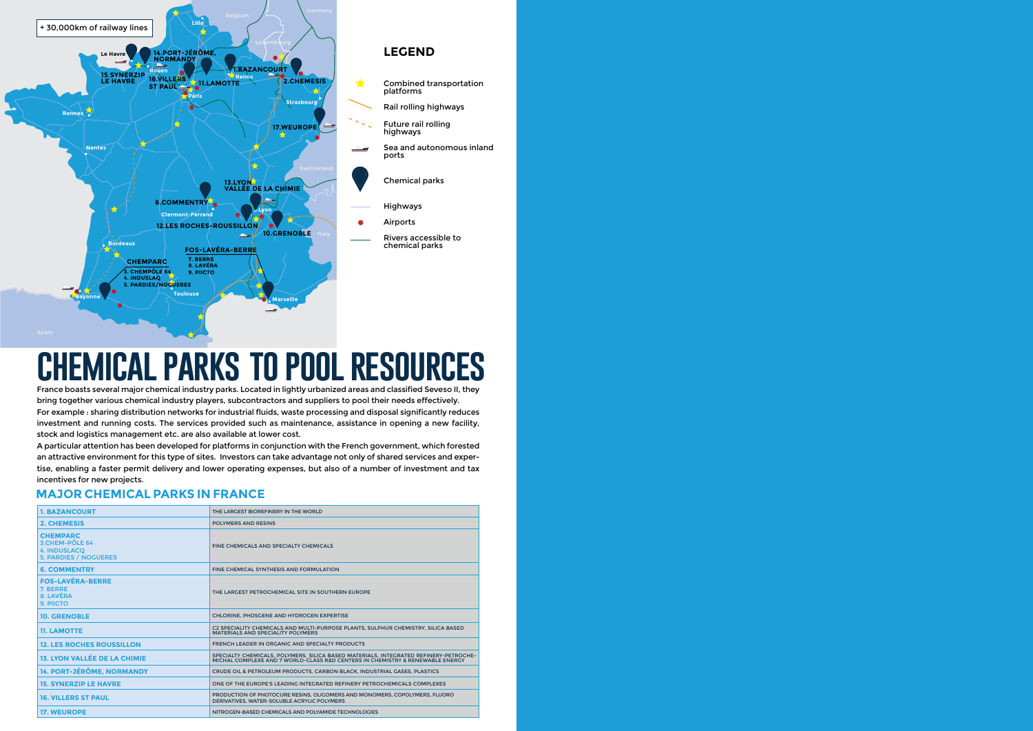+ 30,000km of railway lines

## LEGEND

- Combined transportation platforms
- Rail rolling highways
- Future rail rolling highways
- Sea and autonomous inland ports
- Chemical parks
- Highways
- Airports
- Rivers accessible to chemical parks

# CHEMICAL PARKS TO POOL RESOURCES

France boasts several major chemical industry parks. Located in lightly urbanized areas and classified Seveso II, they bring together various chemical industry players, subcontractors and suppliers to pool their needs effectively.

For example : sharing distribution networks for industrial fluids, waste processing and disposal significantly reduces investment and running costs. The services provided such as maintenance, assistance in opening a new facility, stock and logistics management etc. are also available at lower cost.

A particular attention has been developed for platforms in conjunction with the French government, which forested an attractive environment for this type of sites. Investors can take advantage not only of shared services and expertise, enabling a faster permit delivery and lower operating expenses, but also of a number of investment and tax incentives for new projects.

## MAJOR CHEMICAL PARKS IN FRANCE

| Park | Description |
|---|---|
| 1. BAZANCOURT | THE LARGEST BIOREFINERY IN THE WORLD |
| 2. CHEMESIS | POLYMERS AND RESINS |
| CHEMPARC<br>3. CHEM-PÔLE 64<br>4. INDUSLACQ<br>5. PARDIES / NOGUERES | FINE CHEMICALS AND SPECIALTY CHEMICALS |
| 6. COMMENTRY | FINE CHEMICAL SYNTHESIS AND FORMULATION |
| FOS-LAVÉRA-BERRE<br>7. BERRE<br>8. LAVÉRA<br>9. PIICTO | THE LARGEST PETROCHEMICAL SITE IN SOUTHERN EUROPE |
| 10. GRENOBLE | CHLORINE, PHOSGENE AND HYDROGEN EXPERTISE |
| 11. LAMOTTE | C2 SPECIALITY CHEMICALS AND MULTI-PURPOSE PLANTS, SULPHUR CHEMISTRY, SILICA BASED MATERIALS AND SPECIALITY POLYMERS |
| 12. LES ROCHES ROUSSILLON | FRENCH LEADER IN ORGANIC AND SPECIALTY PRODUCTS |
| 13. LYON VALLÉE DE LA CHIMIE | SPECIALTY CHEMICALS, POLYMERS, SILICA BASED MATERIALS, INTEGRATED REFINERY-PETROCHEMICHAL COMPLEXE AND 7 WORLD-CLASS R&D CENTERS IN CHEMISTRY & RENEWABLE ENERGY |
| 14. PORT-JÉRÔME, NORMANDY | CRUDE OIL & PETROLEUM PRODUCTS, CARBON BLACK, INDUSTRIAL GASES, PLASTICS |
| 15. SYNERZIP LE HAVRE | ONE OF THE EUROPE'S LEADING INTEGRATED REFINERY PETROCHEMICALS COMPLEXES |
| 16. VILLERS ST PAUL | PRODUCTION OF PHOTOCURE RESINS, OLIGOMERS AND MONOMERS, COPOLYMERS, FLUORO DERIVATIVES, WATER-SOLUBLE ACRYLIC POLYMERS |
| 17. WEUROPE | NITROGEN-BASED CHEMICALS AND POLYAMIDE TECHNOLOGIES |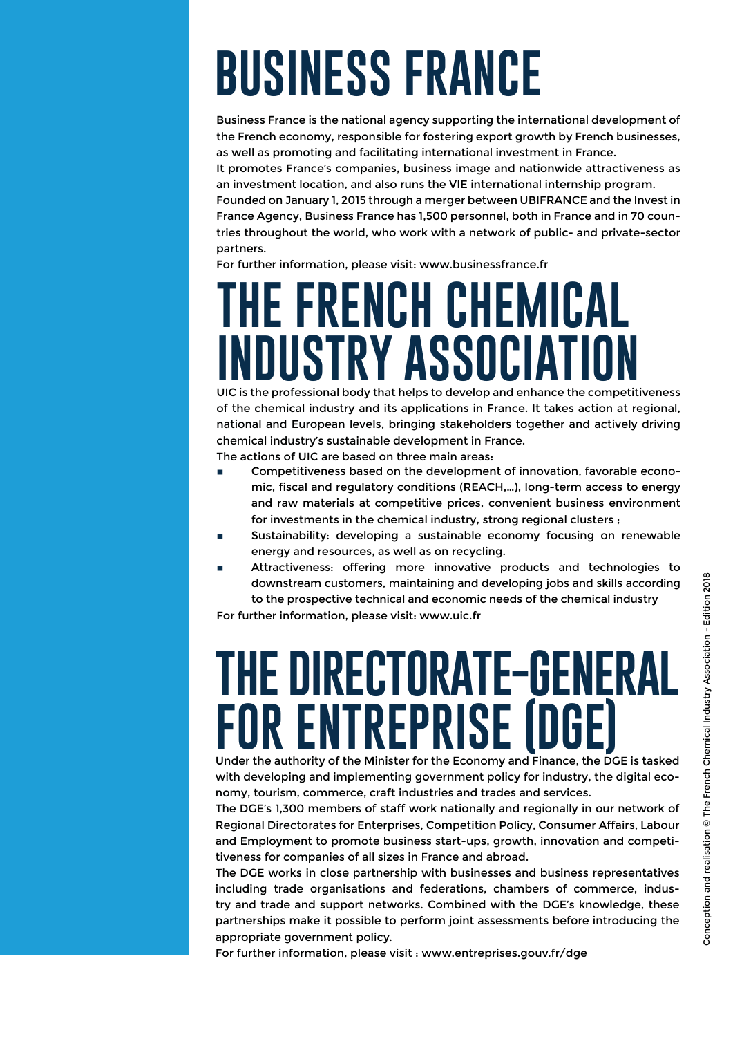# BUSINESS FRANCE

Business France is the national agency supporting the international development of the French economy, responsible for fostering export growth by French businesses, as well as promoting and facilitating international investment in France.

It promotes France's companies, business image and nationwide attractiveness as an investment location, and also runs the VIE international internship program.

Founded on January 1, 2015 through a merger between UBIFRANCE and the Invest in France Agency, Business France has 1,500 personnel, both in France and in 70 countries throughout the world, who work with a network of public- and private-sector partners.

For further information, please visit: www.businessfrance.fr

# THE FRENCH CHEMICAL INDUSTRY ASSOCIATION

UIC is the professional body that helps to develop and enhance the competitiveness of the chemical industry and its applications in France. It takes action at regional, national and European levels, bringing stakeholders together and actively driving chemical industry's sustainable development in France.

The actions of UIC are based on three main areas:

- Competitiveness based on the development of innovation, favorable economic, fiscal and regulatory conditions (REACH,...), long-term access to energy and raw materials at competitive prices, convenient business environment for investments in the chemical industry, strong regional clusters ;
- Sustainability: developing a sustainable economy focusing on renewable energy and resources, as well as on recycling.
- Attractiveness: offering more innovative products and technologies to downstream customers, maintaining and developing jobs and skills according to the prospective technical and economic needs of the chemical industry

For further information, please visit: www.uic.fr

# THE DIRECTORATE-GENERAL FOR ENTREPRISE (DGE)

Under the authority of the Minister for the Economy and Finance, the DGE is tasked with developing and implementing government policy for industry, the digital economy, tourism, commerce, craft industries and trades and services.

The DGE's 1,300 members of staff work nationally and regionally in our network of Regional Directorates for Enterprises, Competition Policy, Consumer Affairs, Labour and Employment to promote business start-ups, growth, innovation and competitiveness for companies of all sizes in France and abroad.

The DGE works in close partnership with businesses and business representatives including trade organisations and federations, chambers of commerce, industry and trade and support networks. Combined with the DGE's knowledge, these partnerships make it possible to perform joint assessments before introducing the appropriate government policy.

For further information, please visit : www.entreprises.gouv.fr/dge

Conception and realisation © The French Chemical Industry Association - Edition 2018